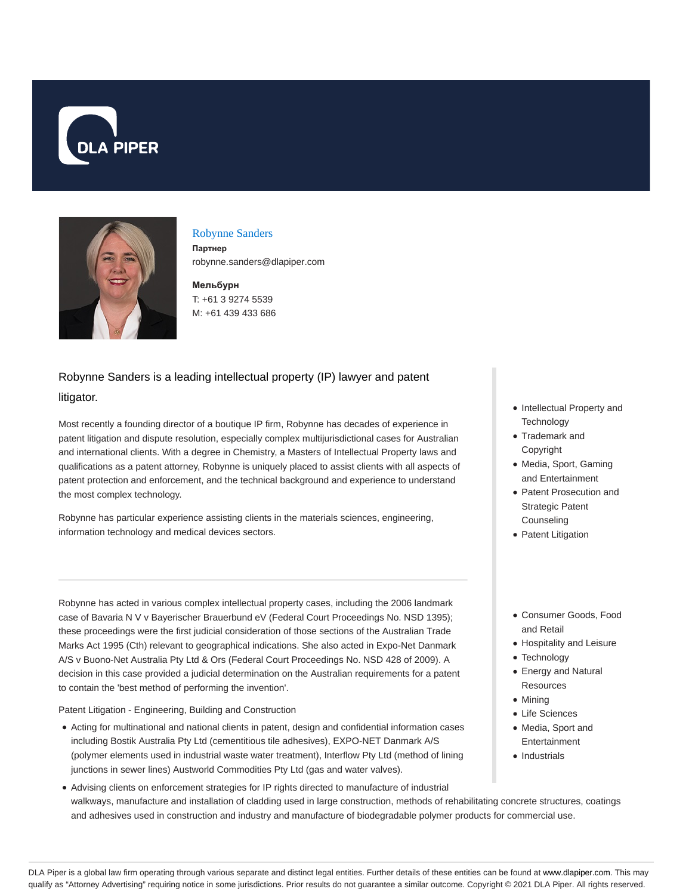DLA PIPER

# Robynne Sanders

**Партнер**
robynne.sanders@dlapiper.com

**Мельбурн**
T: +61 3 9274 5539
M: +61 439 433 686

Robynne Sanders is a leading intellectual property (IP) lawyer and patent litigator.

Most recently a founding director of a boutique IP firm, Robynne has decades of experience in patent litigation and dispute resolution, especially complex multijurisdictional cases for Australian and international clients. With a degree in Chemistry, a Masters of Intellectual Property laws and qualifications as a patent attorney, Robynne is uniquely placed to assist clients with all aspects of patent protection and enforcement, and the technical background and experience to understand the most complex technology.

Robynne has particular experience assisting clients in the materials sciences, engineering, information technology and medical devices sectors.

- Intellectual Property and Technology
- Trademark and Copyright
- Media, Sport, Gaming and Entertainment
- Patent Prosecution and Strategic Patent Counseling
- Patent Litigation

- Consumer Goods, Food and Retail
- Hospitality and Leisure
- Technology
- Energy and Natural Resources
- Mining
- Life Sciences
- Media, Sport and Entertainment
- Industrials

---

Robynne has acted in various complex intellectual property cases, including the 2006 landmark case of Bavaria N V v Bayerischer Brauerbund eV (Federal Court Proceedings No. NSD 1395); these proceedings were the first judicial consideration of those sections of the Australian Trade Marks Act 1995 (Cth) relevant to geographical indications. She also acted in Expo-Net Danmark A/S v Buono-Net Australia Pty Ltd & Ors (Federal Court Proceedings No. NSD 428 of 2009). A decision in this case provided a judicial determination on the Australian requirements for a patent to contain the 'best method of performing the invention'.

Patent Litigation - Engineering, Building and Construction

- Acting for multinational and national clients in patent, design and confidential information cases including Bostik Australia Pty Ltd (cementitious tile adhesives), EXPO-NET Danmark A/S (polymer elements used in industrial waste water treatment), Interflow Pty Ltd (method of lining junctions in sewer lines) Austworld Commodities Pty Ltd (gas and water valves).
- Advising clients on enforcement strategies for IP rights directed to manufacture of industrial walkways, manufacture and installation of cladding used in large construction, methods of rehabilitating concrete structures, coatings and adhesives used in construction and industry and manufacture of biodegradable polymer products for commercial use.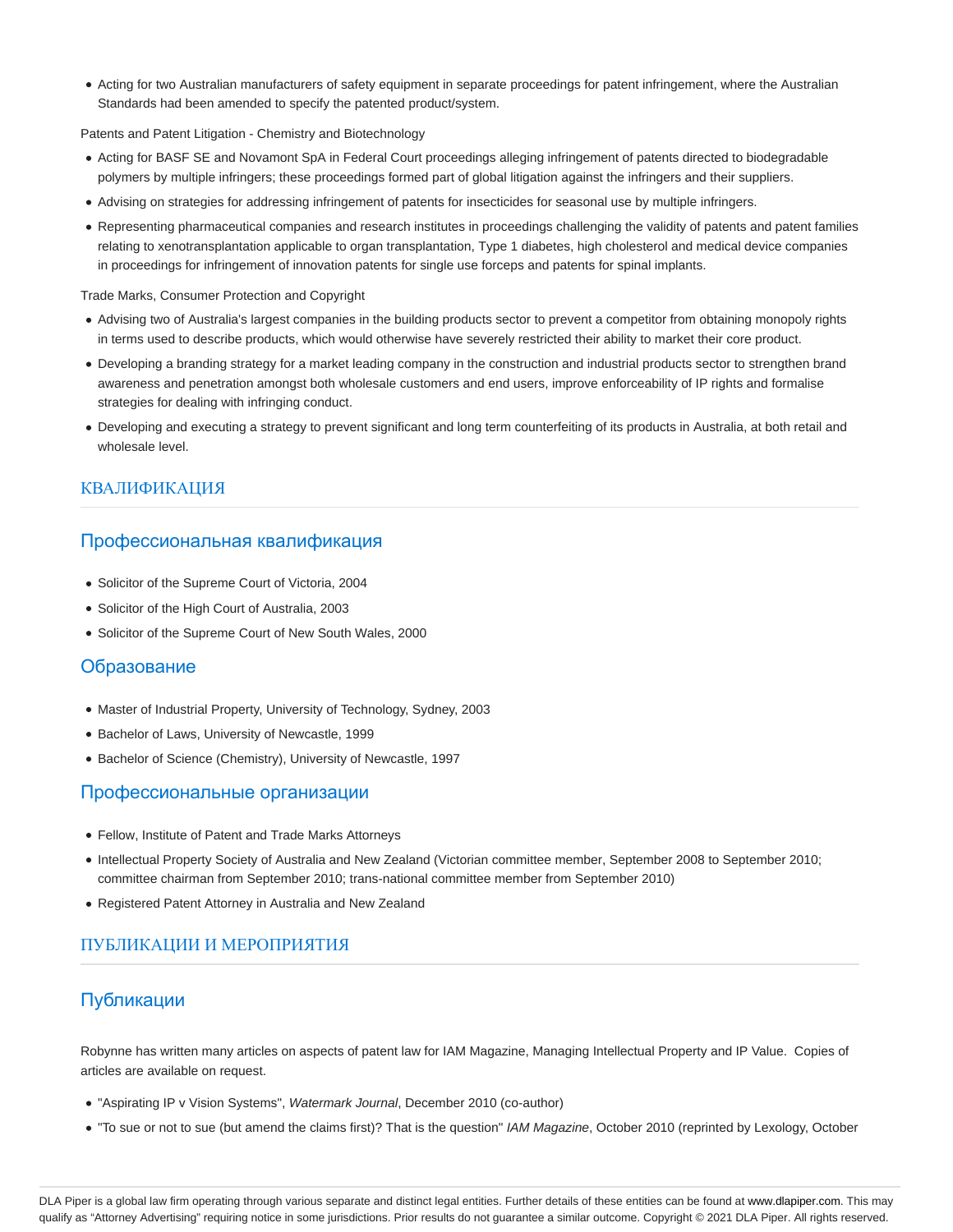- Acting for two Australian manufacturers of safety equipment in separate proceedings for patent infringement, where the Australian Standards had been amended to specify the patented product/system.

Patents and Patent Litigation - Chemistry and Biotechnology

- Acting for BASF SE and Novamont SpA in Federal Court proceedings alleging infringement of patents directed to biodegradable polymers by multiple infringers; these proceedings formed part of global litigation against the infringers and their suppliers.
- Advising on strategies for addressing infringement of patents for insecticides for seasonal use by multiple infringers.
- Representing pharmaceutical companies and research institutes in proceedings challenging the validity of patents and patent families relating to xenotransplantation applicable to organ transplantation, Type 1 diabetes, high cholesterol and medical device companies in proceedings for infringement of innovation patents for single use forceps and patents for spinal implants.

Trade Marks, Consumer Protection and Copyright

- Advising two of Australia's largest companies in the building products sector to prevent a competitor from obtaining monopoly rights in terms used to describe products, which would otherwise have severely restricted their ability to market their core product.
- Developing a branding strategy for a market leading company in the construction and industrial products sector to strengthen brand awareness and penetration amongst both wholesale customers and end users, improve enforceability of IP rights and formalise strategies for dealing with infringing conduct.
- Developing and executing a strategy to prevent significant and long term counterfeiting of its products in Australia, at both retail and wholesale level.

## КВАЛИФИКАЦИЯ

### Профессиональная квалификация

- Solicitor of the Supreme Court of Victoria, 2004
- Solicitor of the High Court of Australia, 2003
- Solicitor of the Supreme Court of New South Wales, 2000

### Образование

- Master of Industrial Property, University of Technology, Sydney, 2003
- Bachelor of Laws, University of Newcastle, 1999
- Bachelor of Science (Chemistry), University of Newcastle, 1997

### Профессиональные организации

- Fellow, Institute of Patent and Trade Marks Attorneys
- Intellectual Property Society of Australia and New Zealand (Victorian committee member, September 2008 to September 2010; committee chairman from September 2010; trans-national committee member from September 2010)
- Registered Patent Attorney in Australia and New Zealand

## ПУБЛИКАЦИИ И МЕРОПРИЯТИЯ

### Публикации

Robynne has written many articles on aspects of patent law for IAM Magazine, Managing Intellectual Property and IP Value. Copies of articles are available on request.

- "Aspirating IP v Vision Systems", *Watermark Journal*, December 2010 (co-author)
- "To sue or not to sue (but amend the claims first)? That is the question" *IAM Magazine*, October 2010 (reprinted by Lexology, October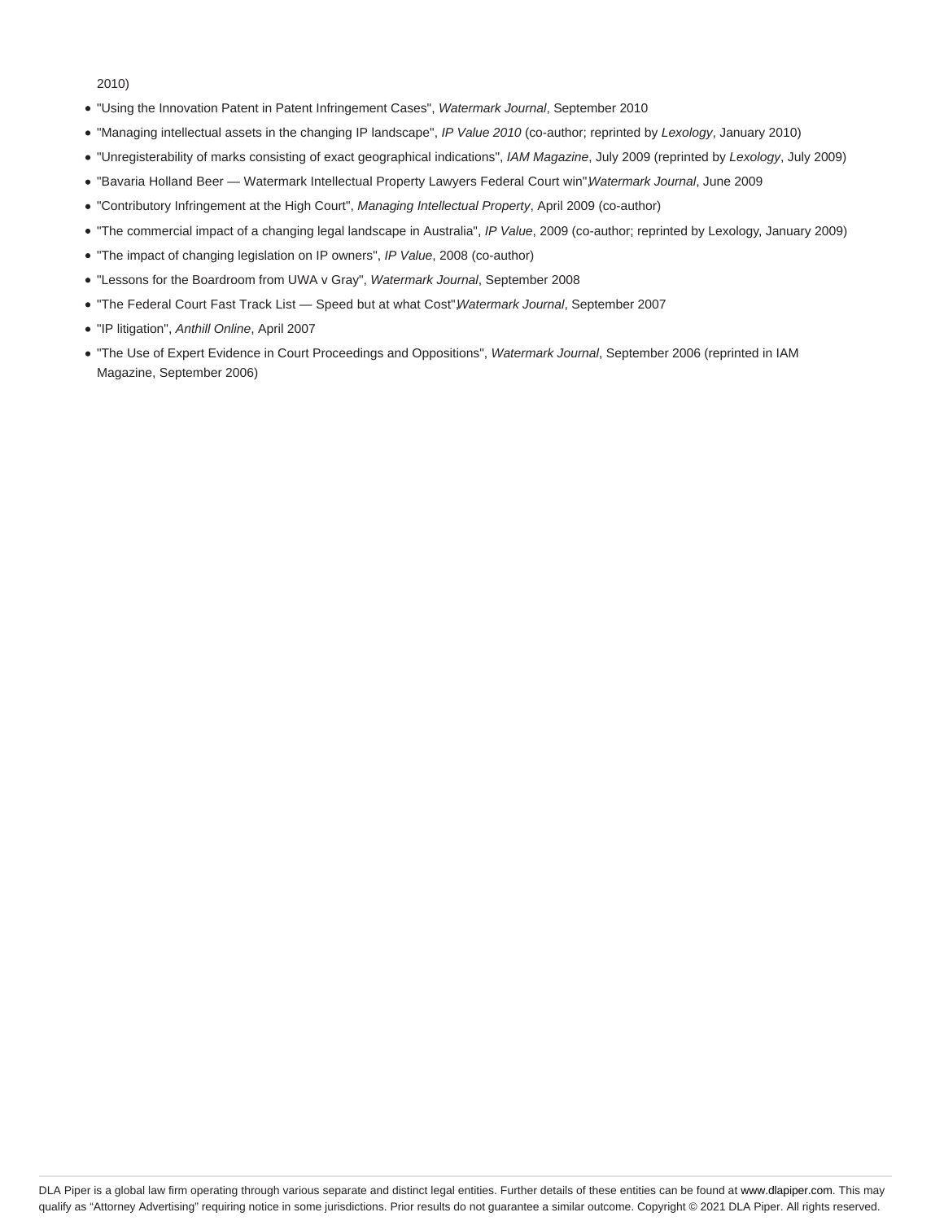2010)

- "Using the Innovation Patent in Patent Infringement Cases", *Watermark Journal*, September 2010
- "Managing intellectual assets in the changing IP landscape", *IP Value 2010* (co-author; reprinted by *Lexology*, January 2010)
- "Unregisterability of marks consisting of exact geographical indications", *IAM Magazine*, July 2009 (reprinted by *Lexology*, July 2009)
- "Bavaria Holland Beer — Watermark Intellectual Property Lawyers Federal Court win", *Watermark Journal*, June 2009
- "Contributory Infringement at the High Court", *Managing Intellectual Property*, April 2009 (co-author)
- "The commercial impact of a changing legal landscape in Australia", *IP Value*, 2009 (co-author; reprinted by Lexology, January 2009)
- "The impact of changing legislation on IP owners", *IP Value*, 2008 (co-author)
- "Lessons for the Boardroom from UWA v Gray", *Watermark Journal*, September 2008
- "The Federal Court Fast Track List — Speed but at what Cost", *Watermark Journal*, September 2007
- "IP litigation", *Anthill Online*, April 2007
- "The Use of Expert Evidence in Court Proceedings and Oppositions", *Watermark Journal*, September 2006 (reprinted in IAM Magazine, September 2006)

DLA Piper is a global law firm operating through various separate and distinct legal entities. Further details of these entities can be found at www.dlapiper.com. This may qualify as "Attorney Advertising" requiring notice in some jurisdictions. Prior results do not guarantee a similar outcome. Copyright © 2021 DLA Piper. All rights reserved.